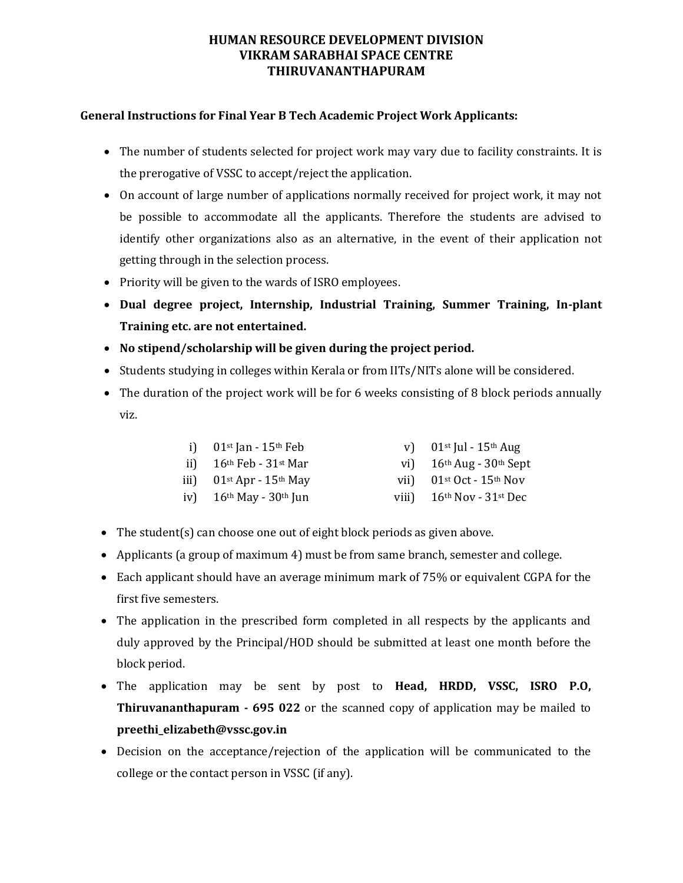# HUMAN RESOURCE DEVELOPMENT DIVISION
# VIKRAM SARABHAI SPACE CENTRE
# THIRUVANANTHAPURAM

**General Instructions for Final Year B Tech Academic Project Work Applicants:**

- The number of students selected for project work may vary due to facility constraints. It is the prerogative of VSSC to accept/reject the application.
- On account of large number of applications normally received for project work, it may not be possible to accommodate all the applicants. Therefore the students are advised to identify other organizations also as an alternative, in the event of their application not getting through in the selection process.
- Priority will be given to the wards of ISRO employees.
- **Dual degree project, Internship, Industrial Training, Summer Training, In-plant Training etc. are not entertained.**
- **No stipend/scholarship will be given during the project period.**
- Students studying in colleges within Kerala or from IITs/NITs alone will be considered.
- The duration of the project work will be for 6 weeks consisting of 8 block periods annually viz.

  i) 01st Jan - 15th Feb
  ii) 16th Feb - 31st Mar
  iii) 01st Apr - 15th May
  iv) 16th May - 30th Jun
  v) 01st Jul - 15th Aug
  vi) 16th Aug - 30th Sept
  vii) 01st Oct - 15th Nov
  viii) 16th Nov - 31st Dec

- The student(s) can choose one out of eight block periods as given above.
- Applicants (a group of maximum 4) must be from same branch, semester and college.
- Each applicant should have an average minimum mark of 75% or equivalent CGPA for the first five semesters.
- The application in the prescribed form completed in all respects by the applicants and duly approved by the Principal/HOD should be submitted at least one month before the block period.
- The application may be sent by post to **Head, HRDD, VSSC, ISRO P.O, Thiruvananthapuram - 695 022** or the scanned copy of application may be mailed to **preethi_elizabeth@vssc.gov.in**
- Decision on the acceptance/rejection of the application will be communicated to the college or the contact person in VSSC (if any).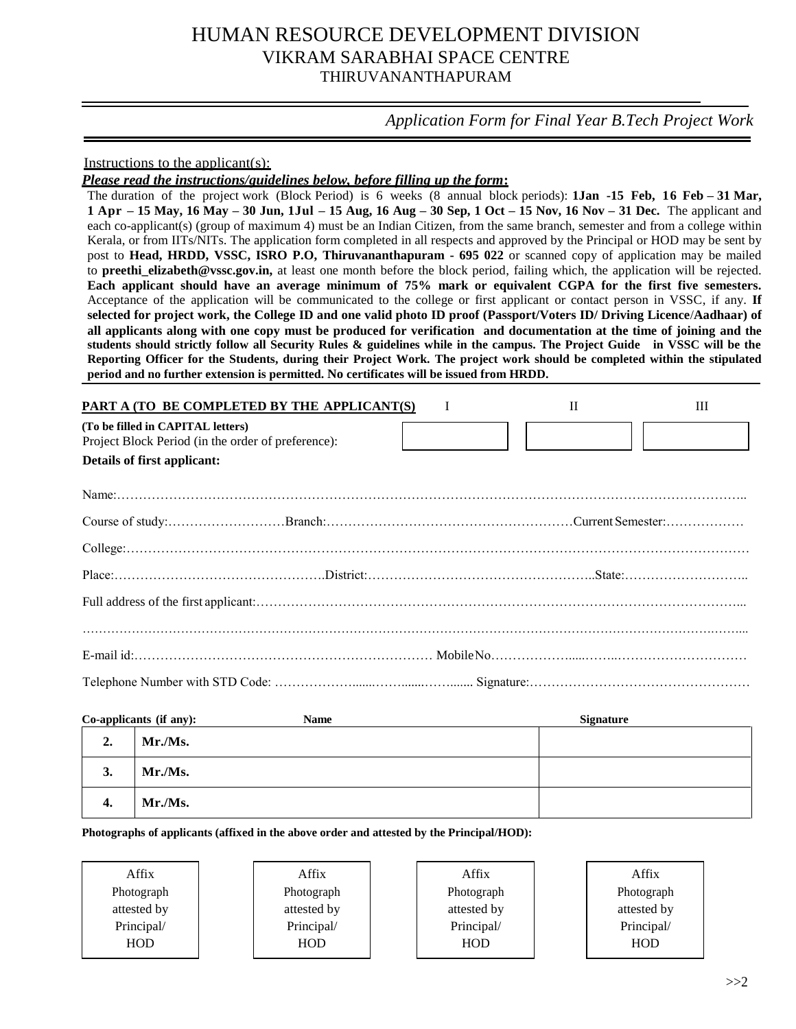# HUMAN RESOURCE DEVELOPMENT DIVISION
## VIKRAM SARABHAI SPACE CENTRE
### THIRUVANANTHAPURAM

*Application Form for Final Year B.Tech Project Work*

Instructions to the applicant(s):

***Please read the instructions/guidelines below, before filling up the form:***

The duration of the project work (Block Period) is 6 weeks (8 annual block periods): **1Jan -15 Feb, 16 Feb – 31 Mar, 1 Apr – 15 May, 16 May – 30 Jun, 1Jul – 15 Aug, 16 Aug – 30 Sep, 1 Oct – 15 Nov, 16 Nov – 31 Dec.** The applicant and each co-applicant(s) (group of maximum 4) must be an Indian Citizen, from the same branch, semester and from a college within Kerala, or from IITs/NITs. The application form completed in all respects and approved by the Principal or HOD may be sent by post to **Head, HRDD, VSSC, ISRO P.O, Thiruvananthapuram - 695 022** or scanned copy of application may be mailed to **preethi_elizabeth@vssc.gov.in,** at least one month before the block period, failing which, the application will be rejected. **Each applicant should have an average minimum of 75% mark or equivalent CGPA for the first five semesters.** Acceptance of the application will be communicated to the college or first applicant or contact person in VSSC, if any. **If selected for project work, the College ID and one valid photo ID proof (Passport/Voters ID/ Driving Licence/Aadhaar) of all applicants along with one copy must be produced for verification and documentation at the time of joining and the students should strictly follow all Security Rules & guidelines while in the campus. The Project Guide in VSSC will be the Reporting Officer for the Students, during their Project Work. The project work should be completed within the stipulated period and no further extension is permitted. No certificates will be issued from HRDD.**

**PART A (TO BE COMPLETED BY THE APPLICANT(S)**

**(To be filled in CAPITAL letters)**

Project Block Period (in the order of preference):

| I | II | III |
|---|---|---|
| | | |

**Details of first applicant:**

Name:……………………………………………………………………………………………………………………………..

Course of study:………………………Branch:…………………………………………………Current Semester:………………

College:……………………………………………………………………………………………………………………………

Place:………………………………………….District:……………………………………………..State:………………………..

Full address of the first applicant:………………………………………………………………………………………………...

……………………………………………………………………………………………………………………………………...

E-mail id:…………………………………………………………… MobileNo………………......……..…………………………

Telephone Number with STD Code: …………………......……......……....... Signature:……………………………………………

| Co-applicants (if any): | Name | Signature |
|---|---|---|
| **2.** | **Mr./Ms.** | |
| **3.** | **Mr./Ms.** | |
| **4.** | **Mr./Ms.** | |

**Photographs of applicants (affixed in the above order and attested by the Principal/HOD):**

| Affix Photograph attested by Principal/ HOD | Affix Photograph attested by Principal/ HOD | Affix Photograph attested by Principal/ HOD | Affix Photograph attested by Principal/ HOD |
|---|---|---|---|

>>2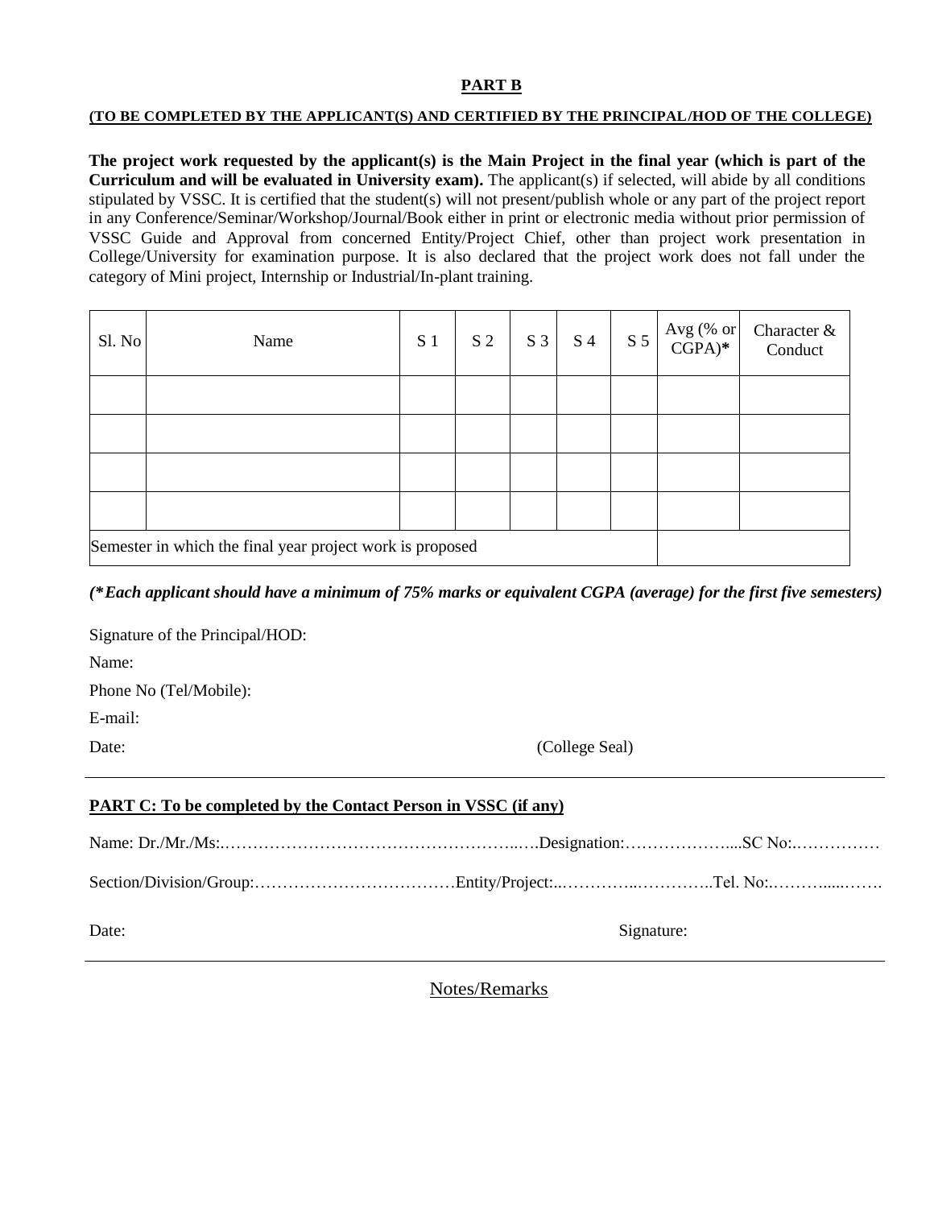## PART B

**(TO BE COMPLETED BY THE APPLICANT(S) AND CERTIFIED BY THE PRINCIPAL/HOD OF THE COLLEGE)**

**The project work requested by the applicant(s) is the Main Project in the final year (which is part of the Curriculum and will be evaluated in University exam).** The applicant(s) if selected, will abide by all conditions stipulated by VSSC. It is certified that the student(s) will not present/publish whole or any part of the project report in any Conference/Seminar/Workshop/Journal/Book either in print or electronic media without prior permission of VSSC Guide and Approval from concerned Entity/Project Chief, other than project work presentation in College/University for examination purpose. It is also declared that the project work does not fall under the category of Mini project, Internship or Industrial/In-plant training.

| Sl. No | Name | S 1 | S 2 | S 3 | S 4 | S 5 | Avg (% or CGPA)* | Character & Conduct |
|---|---|---|---|---|---|---|---|---|
| | | | | | | | | |
| | | | | | | | | |
| | | | | | | | | |
| | | | | | | | | |
| Semester in which the final year project work is proposed | | | | | | | | |

***(*Each applicant should have a minimum of 75% marks or equivalent CGPA (average) for the first five semesters)***

Signature of the Principal/HOD:

Name:

Phone No (Tel/Mobile):

E-mail:

Date: (College Seal)

---

**PART C: To be completed by the Contact Person in VSSC (if any)**

Name: Dr./Mr./Ms:.……………………………………………..….Designation:………………....SC No:.……………

Section/Division/Group:………………………………Entity/Project:..…………..…………..Tel. No:.……….....…….

Date: Signature:

---

Notes/Remarks